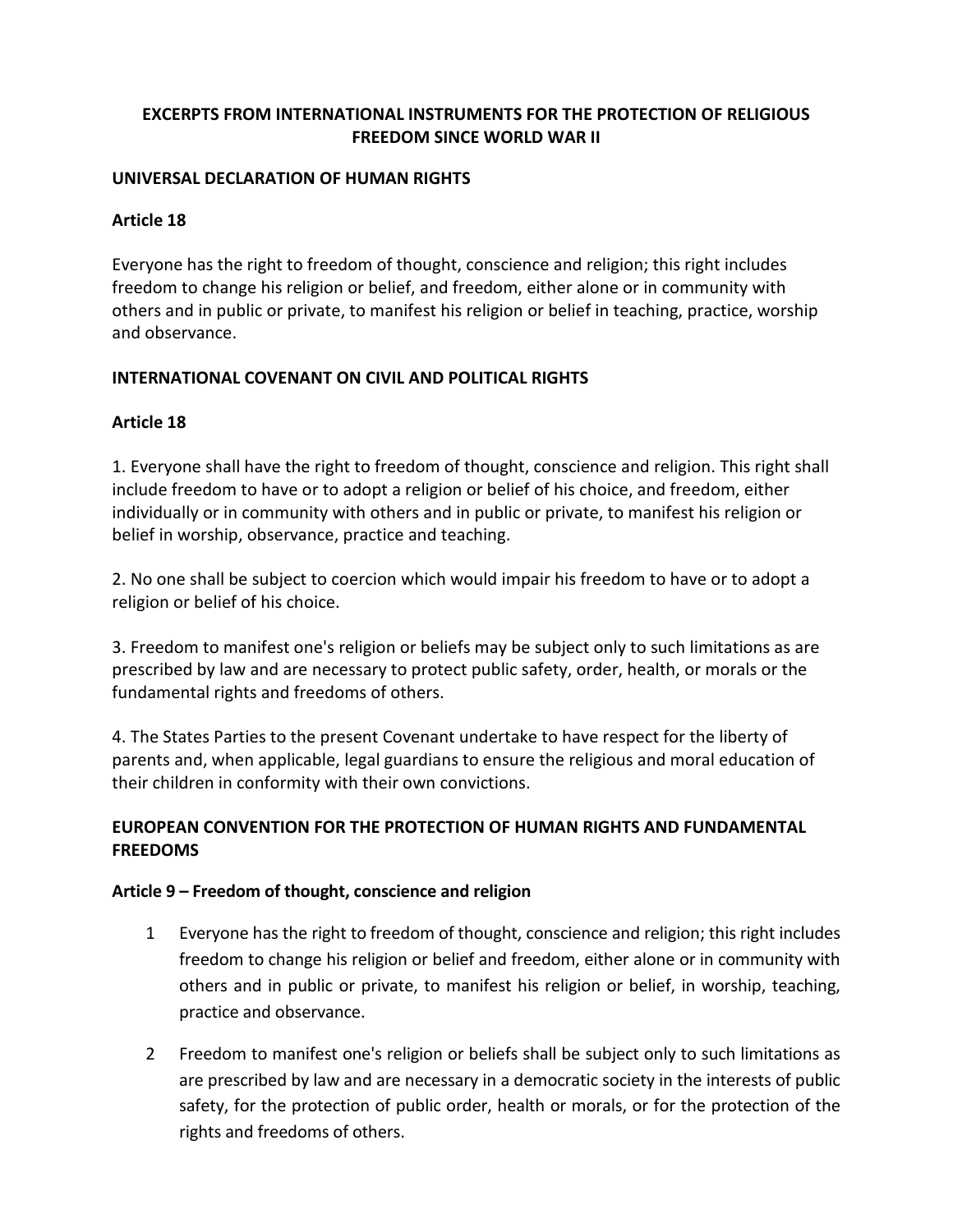# EXCERPTS FROM INTERNATIONAL INSTRUMENTS FOR THE PROTECTION OF RELIGIOUS FREEDOM SINCE WORLD WAR II

## UNIVERSAL DECLARATION OF HUMAN RIGHTS

### Article 18

Everyone has the right to freedom of thought, conscience and religion; this right includes freedom to change his religion or belief, and freedom, either alone or in community with others and in public or private, to manifest his religion or belief in teaching, practice, worship and observance.

## INTERNATIONAL COVENANT ON CIVIL AND POLITICAL RIGHTS

### Article 18

1. Everyone shall have the right to freedom of thought, conscience and religion. This right shall include freedom to have or to adopt a religion or belief of his choice, and freedom, either individually or in community with others and in public or private, to manifest his religion or belief in worship, observance, practice and teaching.

2. No one shall be subject to coercion which would impair his freedom to have or to adopt a religion or belief of his choice.

3. Freedom to manifest one's religion or beliefs may be subject only to such limitations as are prescribed by law and are necessary to protect public safety, order, health, or morals or the fundamental rights and freedoms of others.

4. The States Parties to the present Covenant undertake to have respect for the liberty of parents and, when applicable, legal guardians to ensure the religious and moral education of their children in conformity with their own convictions.

## EUROPEAN CONVENTION FOR THE PROTECTION OF HUMAN RIGHTS AND FUNDAMENTAL FREEDOMS

### Article 9 – Freedom of thought, conscience and religion

1. Everyone has the right to freedom of thought, conscience and religion; this right includes freedom to change his religion or belief and freedom, either alone or in community with others and in public or private, to manifest his religion or belief, in worship, teaching, practice and observance.

2. Freedom to manifest one's religion or beliefs shall be subject only to such limitations as are prescribed by law and are necessary in a democratic society in the interests of public safety, for the protection of public order, health or morals, or for the protection of the rights and freedoms of others.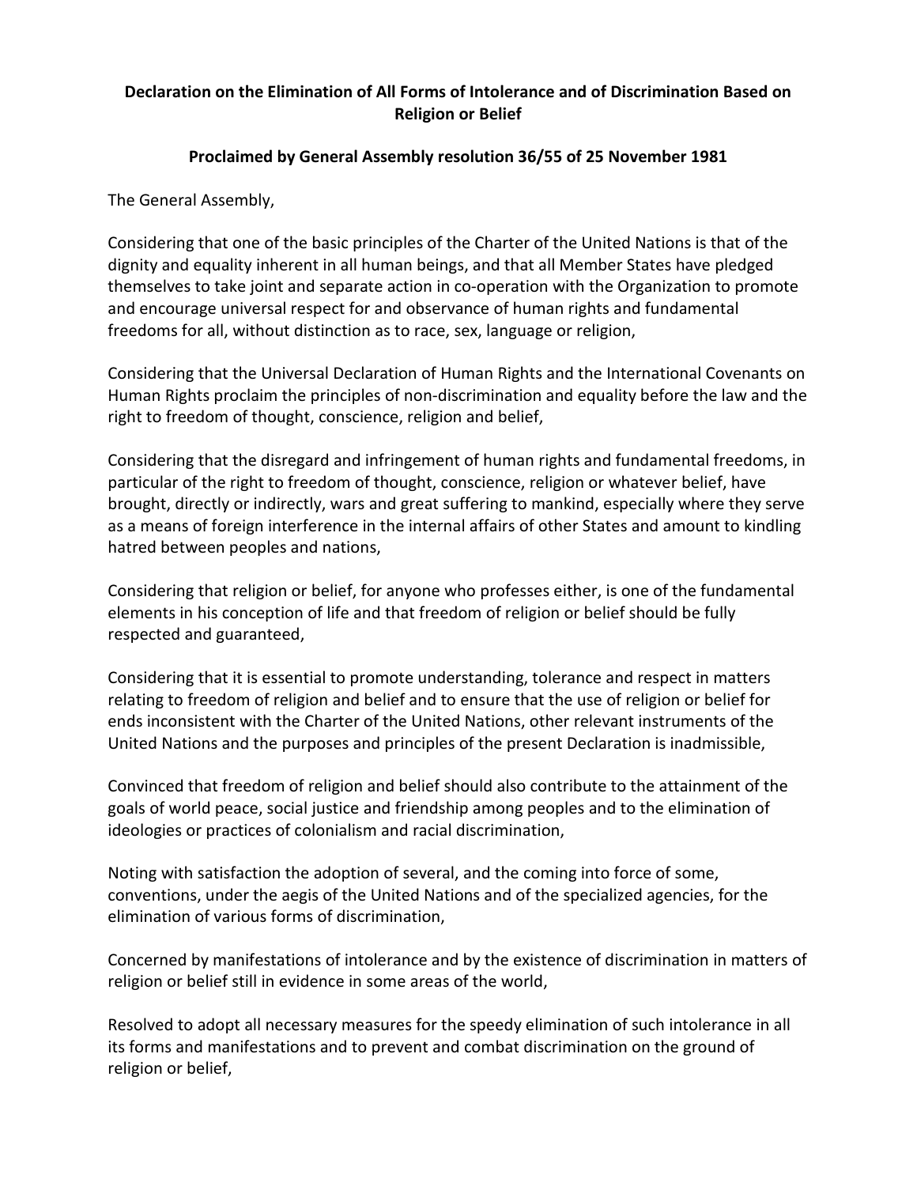**Declaration on the Elimination of All Forms of Intolerance and of Discrimination Based on Religion or Belief**

**Proclaimed by General Assembly resolution 36/55 of 25 November 1981**

The General Assembly,

Considering that one of the basic principles of the Charter of the United Nations is that of the dignity and equality inherent in all human beings, and that all Member States have pledged themselves to take joint and separate action in co-operation with the Organization to promote and encourage universal respect for and observance of human rights and fundamental freedoms for all, without distinction as to race, sex, language or religion,

Considering that the Universal Declaration of Human Rights and the International Covenants on Human Rights proclaim the principles of non-discrimination and equality before the law and the right to freedom of thought, conscience, religion and belief,

Considering that the disregard and infringement of human rights and fundamental freedoms, in particular of the right to freedom of thought, conscience, religion or whatever belief, have brought, directly or indirectly, wars and great suffering to mankind, especially where they serve as a means of foreign interference in the internal affairs of other States and amount to kindling hatred between peoples and nations,

Considering that religion or belief, for anyone who professes either, is one of the fundamental elements in his conception of life and that freedom of religion or belief should be fully respected and guaranteed,

Considering that it is essential to promote understanding, tolerance and respect in matters relating to freedom of religion and belief and to ensure that the use of religion or belief for ends inconsistent with the Charter of the United Nations, other relevant instruments of the United Nations and the purposes and principles of the present Declaration is inadmissible,

Convinced that freedom of religion and belief should also contribute to the attainment of the goals of world peace, social justice and friendship among peoples and to the elimination of ideologies or practices of colonialism and racial discrimination,

Noting with satisfaction the adoption of several, and the coming into force of some, conventions, under the aegis of the United Nations and of the specialized agencies, for the elimination of various forms of discrimination,

Concerned by manifestations of intolerance and by the existence of discrimination in matters of religion or belief still in evidence in some areas of the world,

Resolved to adopt all necessary measures for the speedy elimination of such intolerance in all its forms and manifestations and to prevent and combat discrimination on the ground of religion or belief,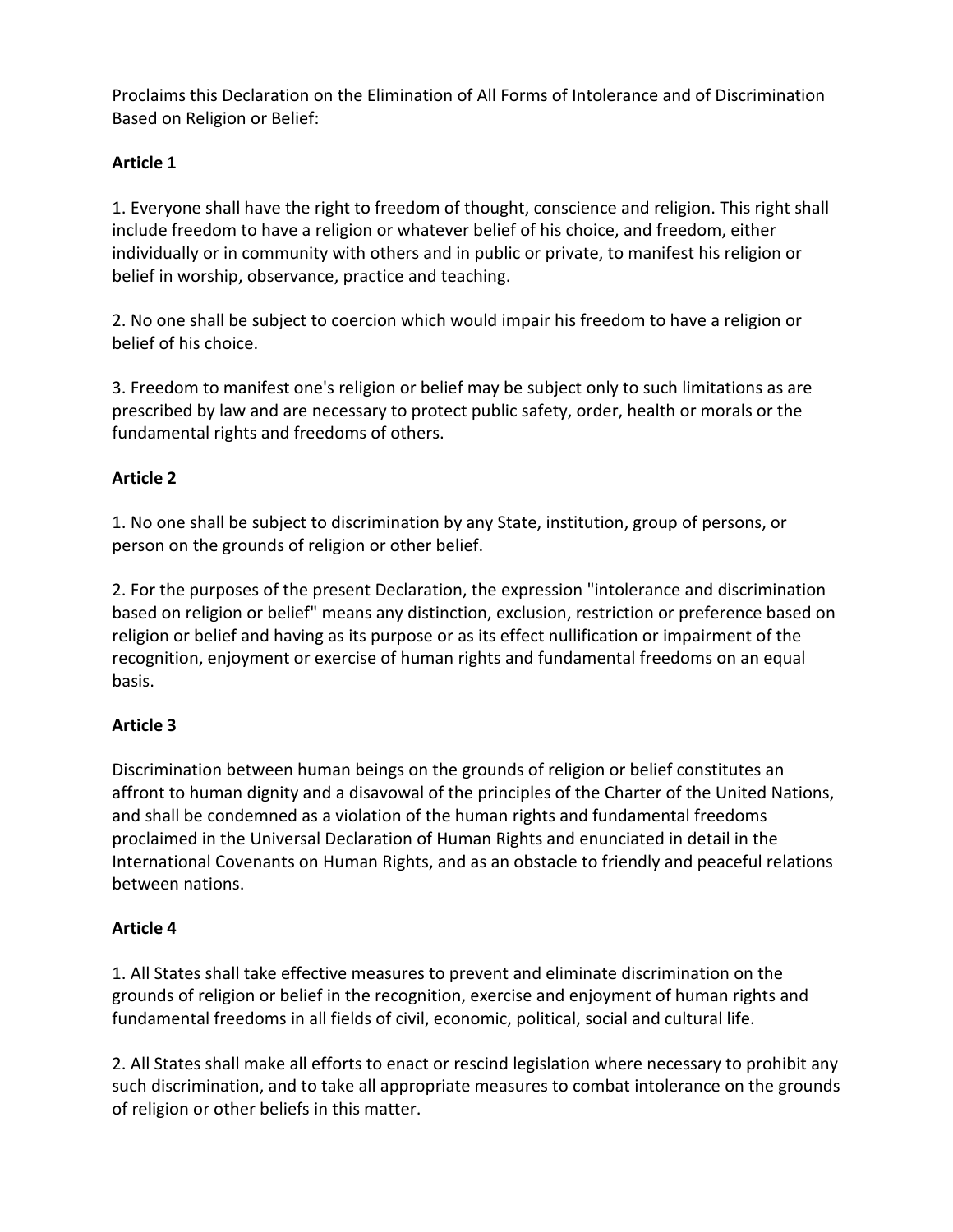Proclaims this Declaration on the Elimination of All Forms of Intolerance and of Discrimination Based on Religion or Belief:

**Article 1**

1. Everyone shall have the right to freedom of thought, conscience and religion. This right shall include freedom to have a religion or whatever belief of his choice, and freedom, either individually or in community with others and in public or private, to manifest his religion or belief in worship, observance, practice and teaching.

2. No one shall be subject to coercion which would impair his freedom to have a religion or belief of his choice.

3. Freedom to manifest one's religion or belief may be subject only to such limitations as are prescribed by law and are necessary to protect public safety, order, health or morals or the fundamental rights and freedoms of others.

**Article 2**

1. No one shall be subject to discrimination by any State, institution, group of persons, or person on the grounds of religion or other belief.

2. For the purposes of the present Declaration, the expression "intolerance and discrimination based on religion or belief" means any distinction, exclusion, restriction or preference based on religion or belief and having as its purpose or as its effect nullification or impairment of the recognition, enjoyment or exercise of human rights and fundamental freedoms on an equal basis.

**Article 3**

Discrimination between human beings on the grounds of religion or belief constitutes an affront to human dignity and a disavowal of the principles of the Charter of the United Nations, and shall be condemned as a violation of the human rights and fundamental freedoms proclaimed in the Universal Declaration of Human Rights and enunciated in detail in the International Covenants on Human Rights, and as an obstacle to friendly and peaceful relations between nations.

**Article 4**

1. All States shall take effective measures to prevent and eliminate discrimination on the grounds of religion or belief in the recognition, exercise and enjoyment of human rights and fundamental freedoms in all fields of civil, economic, political, social and cultural life.

2. All States shall make all efforts to enact or rescind legislation where necessary to prohibit any such discrimination, and to take all appropriate measures to combat intolerance on the grounds of religion or other beliefs in this matter.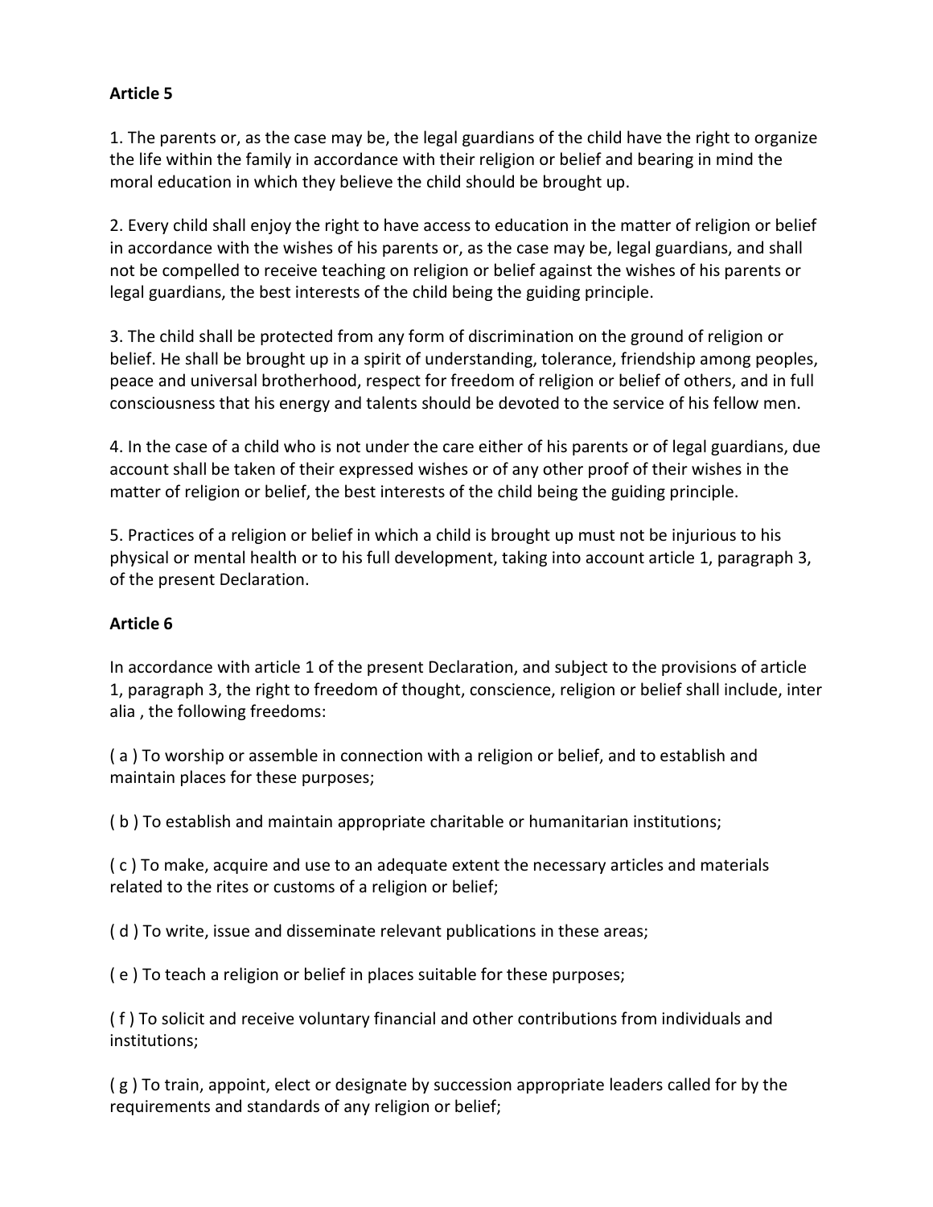**Article 5**

1. The parents or, as the case may be, the legal guardians of the child have the right to organize the life within the family in accordance with their religion or belief and bearing in mind the moral education in which they believe the child should be brought up.

2. Every child shall enjoy the right to have access to education in the matter of religion or belief in accordance with the wishes of his parents or, as the case may be, legal guardians, and shall not be compelled to receive teaching on religion or belief against the wishes of his parents or legal guardians, the best interests of the child being the guiding principle.

3. The child shall be protected from any form of discrimination on the ground of religion or belief. He shall be brought up in a spirit of understanding, tolerance, friendship among peoples, peace and universal brotherhood, respect for freedom of religion or belief of others, and in full consciousness that his energy and talents should be devoted to the service of his fellow men.

4. In the case of a child who is not under the care either of his parents or of legal guardians, due account shall be taken of their expressed wishes or of any other proof of their wishes in the matter of religion or belief, the best interests of the child being the guiding principle.

5. Practices of a religion or belief in which a child is brought up must not be injurious to his physical or mental health or to his full development, taking into account article 1, paragraph 3, of the present Declaration.

**Article 6**

In accordance with article 1 of the present Declaration, and subject to the provisions of article 1, paragraph 3, the right to freedom of thought, conscience, religion or belief shall include, inter alia , the following freedoms:

( a ) To worship or assemble in connection with a religion or belief, and to establish and maintain places for these purposes;

( b ) To establish and maintain appropriate charitable or humanitarian institutions;

( c ) To make, acquire and use to an adequate extent the necessary articles and materials related to the rites or customs of a religion or belief;

( d ) To write, issue and disseminate relevant publications in these areas;

( e ) To teach a religion or belief in places suitable for these purposes;

( f ) To solicit and receive voluntary financial and other contributions from individuals and institutions;

( g ) To train, appoint, elect or designate by succession appropriate leaders called for by the requirements and standards of any religion or belief;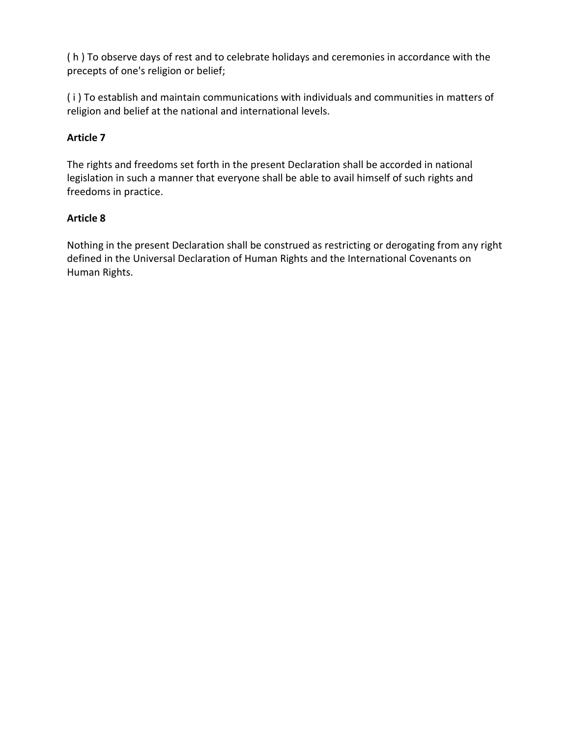( h ) To observe days of rest and to celebrate holidays and ceremonies in accordance with the precepts of one's religion or belief;

( i ) To establish and maintain communications with individuals and communities in matters of religion and belief at the national and international levels.

**Article 7**

The rights and freedoms set forth in the present Declaration shall be accorded in national legislation in such a manner that everyone shall be able to avail himself of such rights and freedoms in practice.

**Article 8**

Nothing in the present Declaration shall be construed as restricting or derogating from any right defined in the Universal Declaration of Human Rights and the International Covenants on Human Rights.